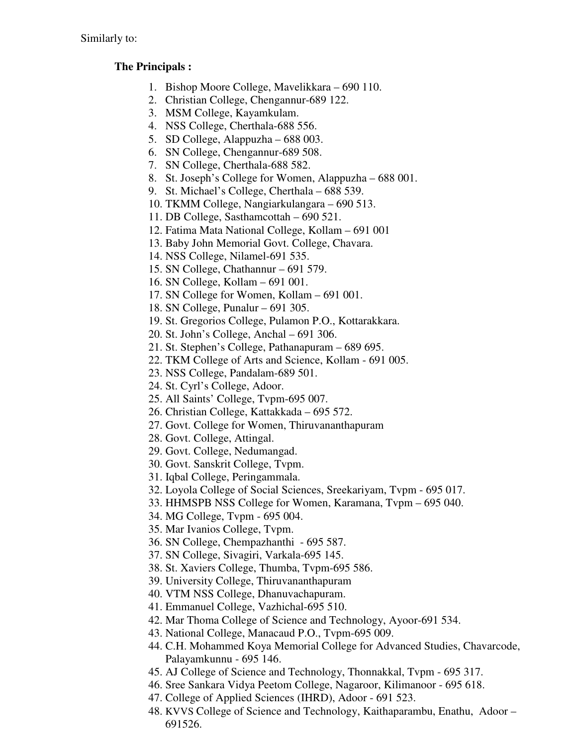Similarly to:

**The Principals :**

1. Bishop Moore College, Mavelikkara – 690 110.
2. Christian College, Chengannur-689 122.
3. MSM College, Kayamkulam.
4. NSS College, Cherthala-688 556.
5. SD College, Alappuzha – 688 003.
6. SN College, Chengannur-689 508.
7. SN College, Cherthala-688 582.
8. St. Joseph's College for Women, Alappuzha – 688 001.
9. St. Michael's College, Cherthala – 688 539.
10. TKMM College, Nangiarkulangara – 690 513.
11. DB College, Sasthamcottah – 690 521.
12. Fatima Mata National College, Kollam – 691 001
13. Baby John Memorial Govt. College, Chavara.
14. NSS College, Nilamel-691 535.
15. SN College, Chathannur – 691 579.
16. SN College, Kollam – 691 001.
17. SN College for Women, Kollam – 691 001.
18. SN College, Punalur – 691 305.
19. St. Gregorios College, Pulamon P.O., Kottarakkara.
20. St. John's College, Anchal – 691 306.
21. St. Stephen's College, Pathanapuram – 689 695.
22. TKM College of Arts and Science, Kollam - 691 005.
23. NSS College, Pandalam-689 501.
24. St. Cyrl's College, Adoor.
25. All Saints' College, Tvpm-695 007.
26. Christian College, Kattakkada – 695 572.
27. Govt. College for Women, Thiruvananthapuram
28. Govt. College, Attingal.
29. Govt. College, Nedumangad.
30. Govt. Sanskrit College, Tvpm.
31. Iqbal College, Peringammala.
32. Loyola College of Social Sciences, Sreekariyam, Tvpm - 695 017.
33. HHMSPB NSS College for Women, Karamana, Tvpm – 695 040.
34. MG College, Tvpm - 695 004.
35. Mar Ivanios College, Tvpm.
36. SN College, Chempazhanthi - 695 587.
37. SN College, Sivagiri, Varkala-695 145.
38. St. Xaviers College, Thumba, Tvpm-695 586.
39. University College, Thiruvananthapuram
40. VTM NSS College, Dhanuvachapuram.
41. Emmanuel College, Vazhichal-695 510.
42. Mar Thoma College of Science and Technology, Ayoor-691 534.
43. National College, Manacaud P.O., Tvpm-695 009.
44. C.H. Mohammed Koya Memorial College for Advanced Studies, Chavarcode, Palayamkunnu - 695 146.
45. AJ College of Science and Technology, Thonnakkal, Tvpm - 695 317.
46. Sree Sankara Vidya Peetom College, Nagaroor, Kilimanoor - 695 618.
47. College of Applied Sciences (IHRD), Adoor - 691 523.
48. KVVS College of Science and Technology, Kaithaparambu, Enathu, Adoor – 691526.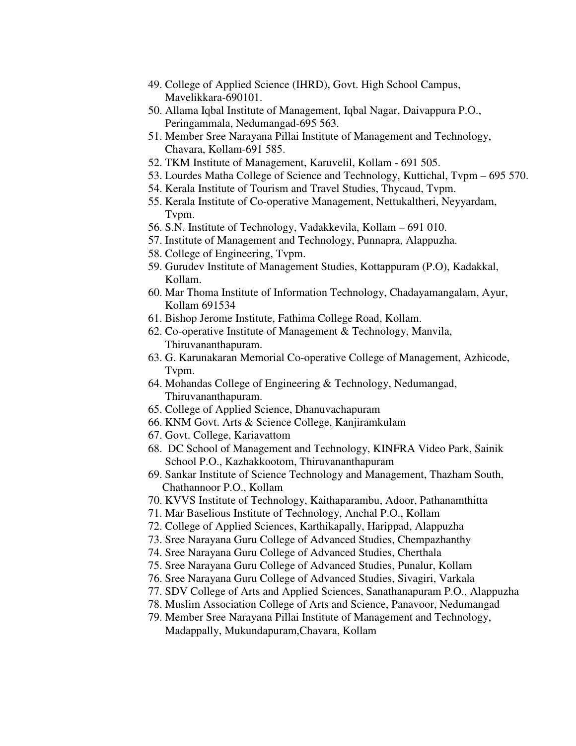49. College of Applied Science (IHRD), Govt. High School Campus, Mavelikkara-690101.
50. Allama Iqbal Institute of Management, Iqbal Nagar, Daivappura P.O., Peringammala, Nedumangad-695 563.
51. Member Sree Narayana Pillai Institute of Management and Technology, Chavara, Kollam-691 585.
52. TKM Institute of Management, Karuvelil, Kollam - 691 505.
53. Lourdes Matha College of Science and Technology, Kuttichal, Tvpm – 695 570.
54. Kerala Institute of Tourism and Travel Studies, Thycaud, Tvpm.
55. Kerala Institute of Co-operative Management, Nettukaltheri, Neyyardam, Tvpm.
56. S.N. Institute of Technology, Vadakkevila, Kollam – 691 010.
57. Institute of Management and Technology, Punnapra, Alappuzha.
58. College of Engineering, Tvpm.
59. Gurudev Institute of Management Studies, Kottappuram (P.O), Kadakkal, Kollam.
60. Mar Thoma Institute of Information Technology, Chadayamangalam, Ayur, Kollam 691534
61. Bishop Jerome Institute, Fathima College Road, Kollam.
62. Co-operative Institute of Management & Technology, Manvila, Thiruvananthapuram.
63. G. Karunakaran Memorial Co-operative College of Management, Azhicode, Tvpm.
64. Mohandas College of Engineering & Technology, Nedumangad, Thiruvananthapuram.
65. College of Applied Science, Dhanuvachapuram
66. KNM Govt. Arts & Science College, Kanjiramkulam
67. Govt. College, Kariavattom
68. DC School of Management and Technology, KINFRA Video Park, Sainik School P.O., Kazhakkootom, Thiruvananthapuram
69. Sankar Institute of Science Technology and Management, Thazham South, Chathannoor P.O., Kollam
70. KVVS Institute of Technology, Kaithaparambu, Adoor, Pathanamthitta
71. Mar Baselious Institute of Technology, Anchal P.O., Kollam
72. College of Applied Sciences, Karthikapally, Harippad, Alappuzha
73. Sree Narayana Guru College of Advanced Studies, Chempazhanthy
74. Sree Narayana Guru College of Advanced Studies, Cherthala
75. Sree Narayana Guru College of Advanced Studies, Punalur, Kollam
76. Sree Narayana Guru College of Advanced Studies, Sivagiri, Varkala
77. SDV College of Arts and Applied Sciences, Sanathanapuram P.O., Alappuzha
78. Muslim Association College of Arts and Science, Panavoor, Nedumangad
79. Member Sree Narayana Pillai Institute of Management and Technology, Madappally, Mukundapuram,Chavara, Kollam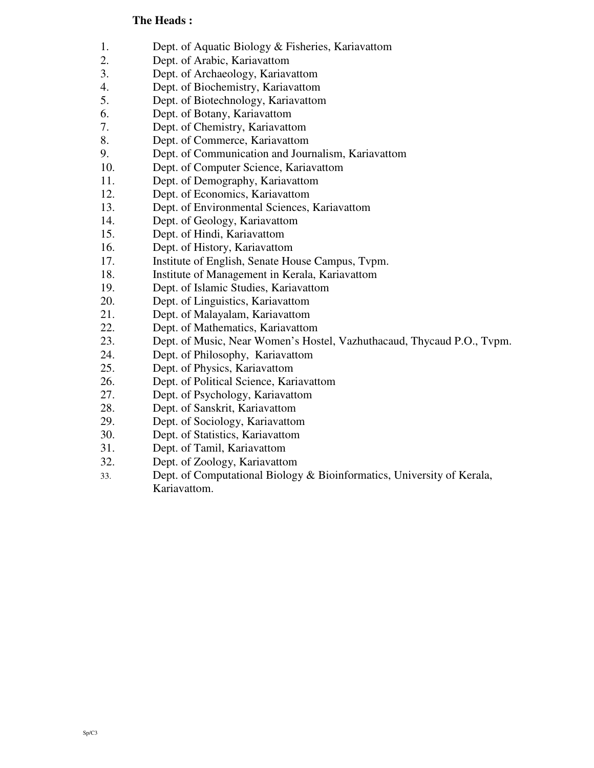**The Heads :**

1. Dept. of Aquatic Biology & Fisheries, Kariavattom
2. Dept. of Arabic, Kariavattom
3. Dept. of Archaeology, Kariavattom
4. Dept. of Biochemistry, Kariavattom
5. Dept. of Biotechnology, Kariavattom
6. Dept. of Botany, Kariavattom
7. Dept. of Chemistry, Kariavattom
8. Dept. of Commerce, Kariavattom
9. Dept. of Communication and Journalism, Kariavattom
10. Dept. of Computer Science, Kariavattom
11. Dept. of Demography, Kariavattom
12. Dept. of Economics, Kariavattom
13. Dept. of Environmental Sciences, Kariavattom
14. Dept. of Geology, Kariavattom
15. Dept. of Hindi, Kariavattom
16. Dept. of History, Kariavattom
17. Institute of English, Senate House Campus, Tvpm.
18. Institute of Management in Kerala, Kariavattom
19. Dept. of Islamic Studies, Kariavattom
20. Dept. of Linguistics, Kariavattom
21. Dept. of Malayalam, Kariavattom
22. Dept. of Mathematics, Kariavattom
23. Dept. of Music, Near Women's Hostel, Vazhuthacaud, Thycaud P.O., Tvpm.
24. Dept. of Philosophy, Kariavattom
25. Dept. of Physics, Kariavattom
26. Dept. of Political Science, Kariavattom
27. Dept. of Psychology, Kariavattom
28. Dept. of Sanskrit, Kariavattom
29. Dept. of Sociology, Kariavattom
30. Dept. of Statistics, Kariavattom
31. Dept. of Tamil, Kariavattom
32. Dept. of Zoology, Kariavattom
33. Dept. of Computational Biology & Bioinformatics, University of Kerala, Kariavattom.

Sp/C3